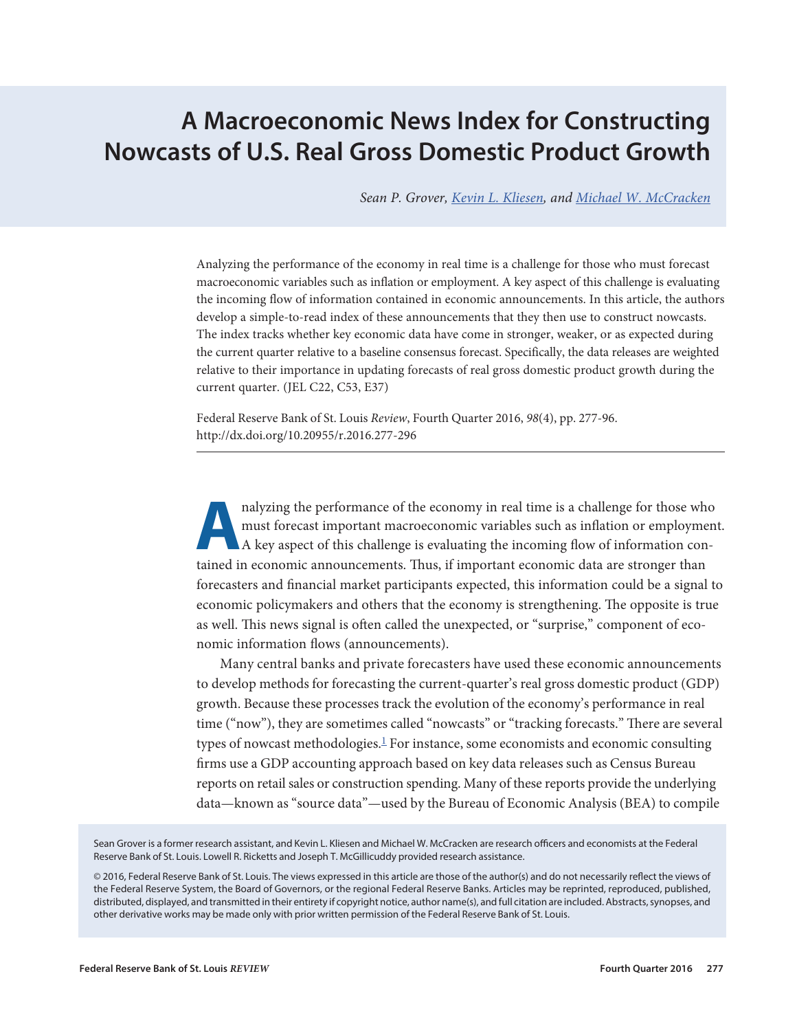# A Macroeconomic News Index for Constructing Nowcasts of U.S. Real Gross Domestic Product Growth

*Sean P. Grover, Kevin L. Kliesen, and Michael W. McCracken*

Analyzing the performance of the economy in real time is a challenge for those who must forecast macroeconomic variables such as inflation or employment. A key aspect of this challenge is evaluating the incoming flow of information contained in economic announcements. In this article, the authors develop a simple-to-read index of these announcements that they then use to construct nowcasts. The index tracks whether key economic data have come in stronger, weaker, or as expected during the current quarter relative to a baseline consensus forecast. Specifically, the data releases are weighted relative to their importance in updating forecasts of real gross domestic product growth during the current quarter. (JEL C22, C53, E37)

Federal Reserve Bank of St. Louis *Review*, Fourth Quarter 2016, *98*(4), pp. 277-96.
http://dx.doi.org/10.20955/r.2016.277-296

---

Analyzing the performance of the economy in real time is a challenge for those who must forecast important macroeconomic variables such as inflation or employment. A key aspect of this challenge is evaluating the incoming flow of information contained in economic announcements. Thus, if important economic data are stronger than forecasters and financial market participants expected, this information could be a signal to economic policymakers and others that the economy is strengthening. The opposite is true as well. This news signal is often called the unexpected, or "surprise," component of economic information flows (announcements).

Many central banks and private forecasters have used these economic announcements to develop methods for forecasting the current-quarter's real gross domestic product (GDP) growth. Because these processes track the evolution of the economy's performance in real time ("now"), they are sometimes called "nowcasts" or "tracking forecasts." There are several types of nowcast methodologies.[1] For instance, some economists and economic consulting firms use a GDP accounting approach based on key data releases such as Census Bureau reports on retail sales or construction spending. Many of these reports provide the underlying data—known as "source data"—used by the Bureau of Economic Analysis (BEA) to compile

Sean Grover is a former research assistant, and Kevin L. Kliesen and Michael W. McCracken are research officers and economists at the Federal Reserve Bank of St. Louis. Lowell R. Ricketts and Joseph T. McGillicuddy provided research assistance.

© 2016, Federal Reserve Bank of St. Louis. The views expressed in this article are those of the author(s) and do not necessarily reflect the views of the Federal Reserve System, the Board of Governors, or the regional Federal Reserve Banks. Articles may be reprinted, reproduced, published, distributed, displayed, and transmitted in their entirety if copyright notice, author name(s), and full citation are included. Abstracts, synopses, and other derivative works may be made only with prior written permission of the Federal Reserve Bank of St. Louis.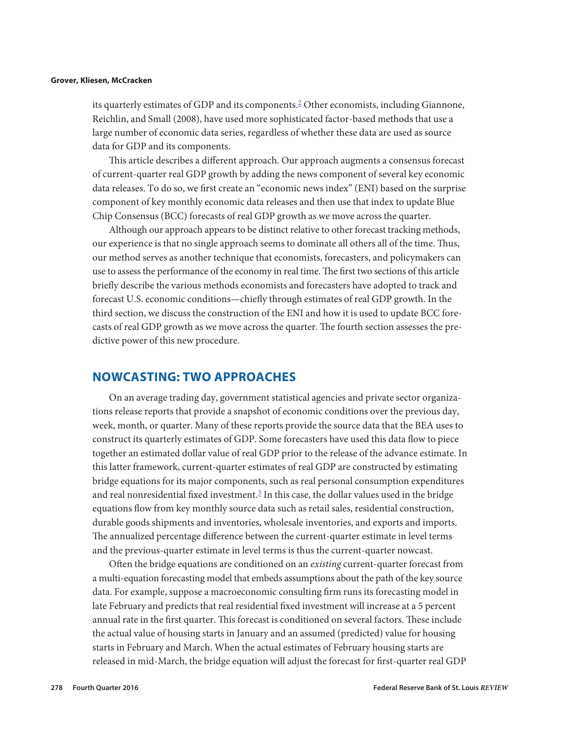its quarterly estimates of GDP and its components.[2] Other economists, including Giannone, Reichlin, and Small (2008), have used more sophisticated factor-based methods that use a large number of economic data series, regardless of whether these data are used as source data for GDP and its components.

This article describes a different approach. Our approach augments a consensus forecast of current-quarter real GDP growth by adding the news component of several key economic data releases. To do so, we first create an "economic news index" (ENI) based on the surprise component of key monthly economic data releases and then use that index to update Blue Chip Consensus (BCC) forecasts of real GDP growth as we move across the quarter.

Although our approach appears to be distinct relative to other forecast tracking methods, our experience is that no single approach seems to dominate all others all of the time. Thus, our method serves as another technique that economists, forecasters, and policymakers can use to assess the performance of the economy in real time. The first two sections of this article briefly describe the various methods economists and forecasters have adopted to track and forecast U.S. economic conditions—chiefly through estimates of real GDP growth. In the third section, we discuss the construction of the ENI and how it is used to update BCC forecasts of real GDP growth as we move across the quarter. The fourth section assesses the predictive power of this new procedure.

## NOWCASTING: TWO APPROACHES

On an average trading day, government statistical agencies and private sector organizations release reports that provide a snapshot of economic conditions over the previous day, week, month, or quarter. Many of these reports provide the source data that the BEA uses to construct its quarterly estimates of GDP. Some forecasters have used this data flow to piece together an estimated dollar value of real GDP prior to the release of the advance estimate. In this latter framework, current-quarter estimates of real GDP are constructed by estimating bridge equations for its major components, such as real personal consumption expenditures and real nonresidential fixed investment.[3] In this case, the dollar values used in the bridge equations flow from key monthly source data such as retail sales, residential construction, durable goods shipments and inventories, wholesale inventories, and exports and imports. The annualized percentage difference between the current-quarter estimate in level terms and the previous-quarter estimate in level terms is thus the current-quarter nowcast.

Often the bridge equations are conditioned on an *existing* current-quarter forecast from a multi-equation forecasting model that embeds assumptions about the path of the key source data. For example, suppose a macroeconomic consulting firm runs its forecasting model in late February and predicts that real residential fixed investment will increase at a 5 percent annual rate in the first quarter. This forecast is conditioned on several factors. These include the actual value of housing starts in January and an assumed (predicted) value for housing starts in February and March. When the actual estimates of February housing starts are released in mid-March, the bridge equation will adjust the forecast for first-quarter real GDP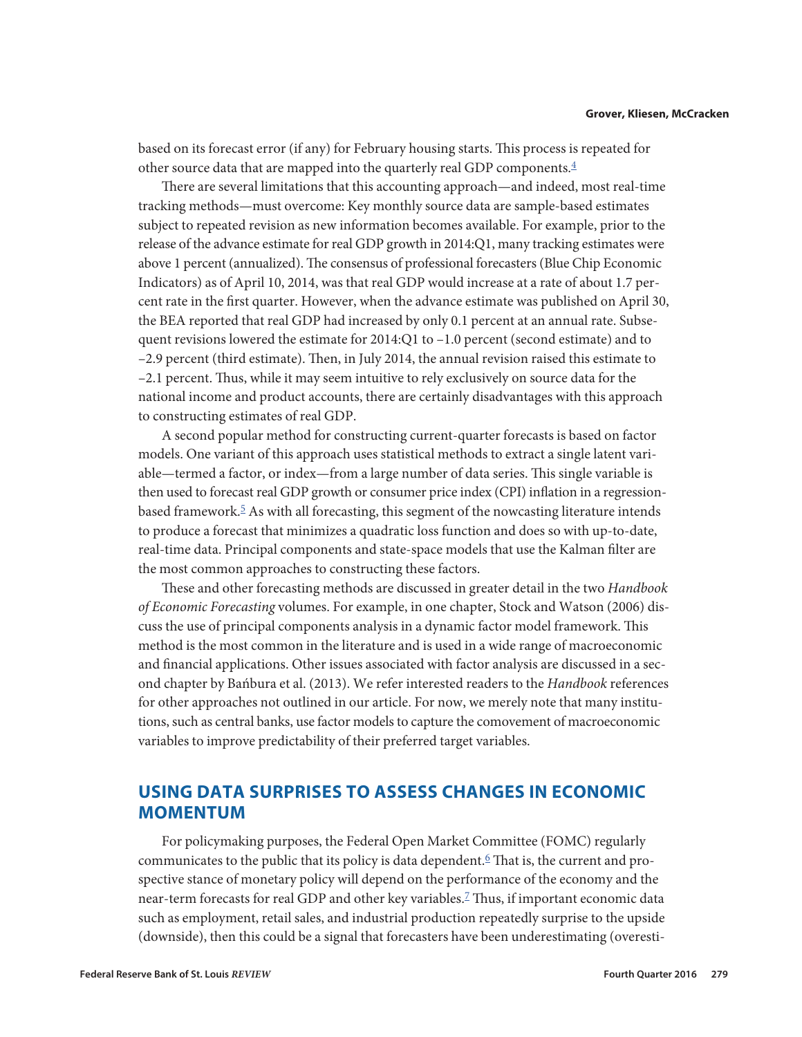based on its forecast error (if any) for February housing starts. This process is repeated for other source data that are mapped into the quarterly real GDP components.[4]

There are several limitations that this accounting approach—and indeed, most real-time tracking methods—must overcome: Key monthly source data are sample-based estimates subject to repeated revision as new information becomes available. For example, prior to the release of the advance estimate for real GDP growth in 2014:Q1, many tracking estimates were above 1 percent (annualized). The consensus of professional forecasters (Blue Chip Economic Indicators) as of April 10, 2014, was that real GDP would increase at a rate of about 1.7 percent rate in the first quarter. However, when the advance estimate was published on April 30, the BEA reported that real GDP had increased by only 0.1 percent at an annual rate. Subsequent revisions lowered the estimate for 2014:Q1 to –1.0 percent (second estimate) and to –2.9 percent (third estimate). Then, in July 2014, the annual revision raised this estimate to –2.1 percent. Thus, while it may seem intuitive to rely exclusively on source data for the national income and product accounts, there are certainly disadvantages with this approach to constructing estimates of real GDP.

A second popular method for constructing current-quarter forecasts is based on factor models. One variant of this approach uses statistical methods to extract a single latent variable—termed a factor, or index—from a large number of data series. This single variable is then used to forecast real GDP growth or consumer price index (CPI) inflation in a regression-based framework.[5] As with all forecasting, this segment of the nowcasting literature intends to produce a forecast that minimizes a quadratic loss function and does so with up-to-date, real-time data. Principal components and state-space models that use the Kalman filter are the most common approaches to constructing these factors.

These and other forecasting methods are discussed in greater detail in the two *Handbook of Economic Forecasting* volumes. For example, in one chapter, Stock and Watson (2006) discuss the use of principal components analysis in a dynamic factor model framework. This method is the most common in the literature and is used in a wide range of macroeconomic and financial applications. Other issues associated with factor analysis are discussed in a second chapter by Bańbura et al. (2013). We refer interested readers to the *Handbook* references for other approaches not outlined in our article. For now, we merely note that many institutions, such as central banks, use factor models to capture the comovement of macroeconomic variables to improve predictability of their preferred target variables.

## USING DATA SURPRISES TO ASSESS CHANGES IN ECONOMIC MOMENTUM

For policymaking purposes, the Federal Open Market Committee (FOMC) regularly communicates to the public that its policy is data dependent.[6] That is, the current and prospective stance of monetary policy will depend on the performance of the economy and the near-term forecasts for real GDP and other key variables.[7] Thus, if important economic data such as employment, retail sales, and industrial production repeatedly surprise to the upside (downside), then this could be a signal that forecasters have been underestimating (overesti-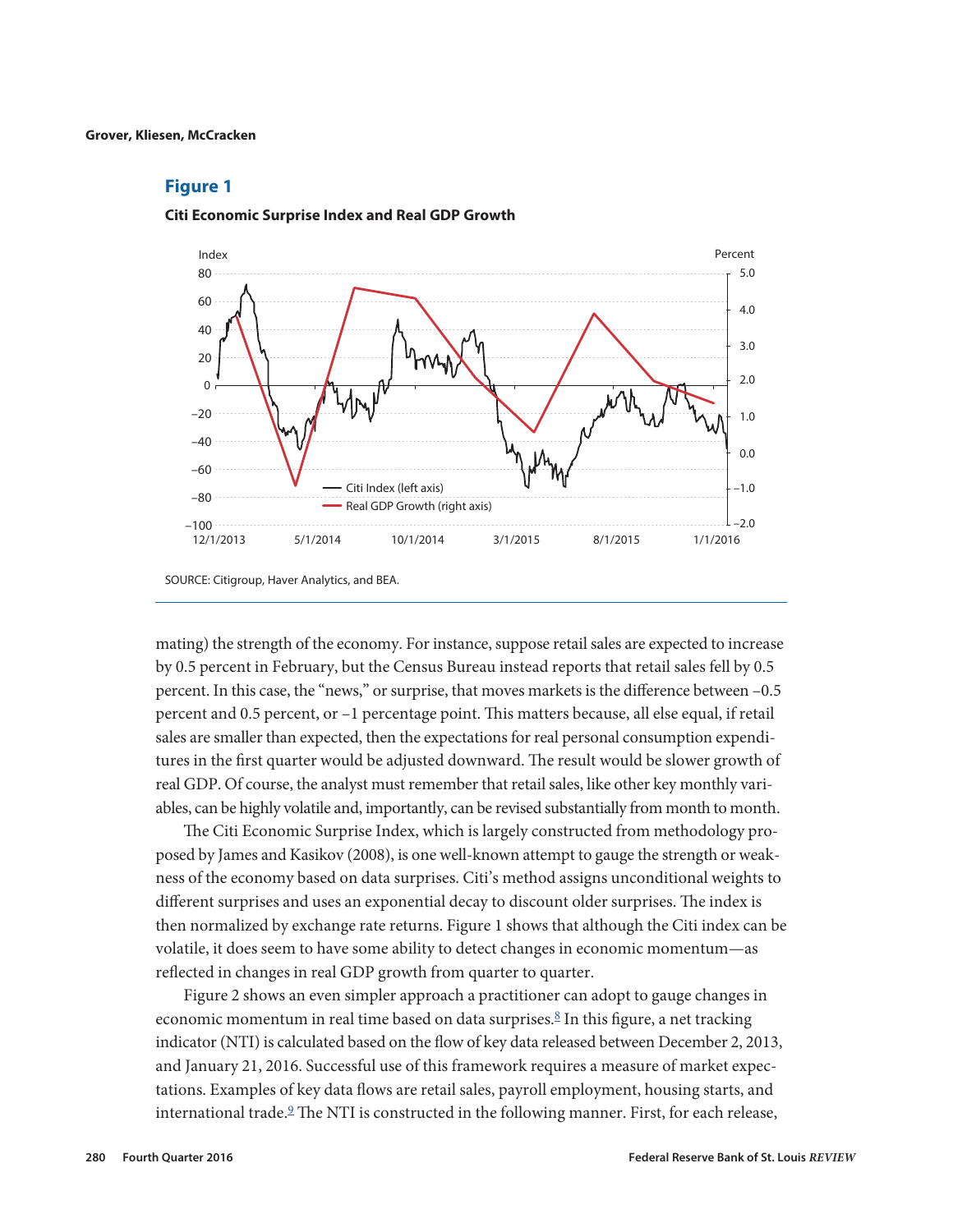## Figure 1

**Citi Economic Surprise Index and Real GDP Growth**

SOURCE: Citigroup, Haver Analytics, and BEA.

mating) the strength of the economy. For instance, suppose retail sales are expected to increase by 0.5 percent in February, but the Census Bureau instead reports that retail sales fell by 0.5 percent. In this case, the "news," or surprise, that moves markets is the difference between –0.5 percent and 0.5 percent, or –1 percentage point. This matters because, all else equal, if retail sales are smaller than expected, then the expectations for real personal consumption expenditures in the first quarter would be adjusted downward. The result would be slower growth of real GDP. Of course, the analyst must remember that retail sales, like other key monthly variables, can be highly volatile and, importantly, can be revised substantially from month to month.

The Citi Economic Surprise Index, which is largely constructed from methodology proposed by James and Kasikov (2008), is one well-known attempt to gauge the strength or weakness of the economy based on data surprises. Citi's method assigns unconditional weights to different surprises and uses an exponential decay to discount older surprises. The index is then normalized by exchange rate returns. Figure 1 shows that although the Citi index can be volatile, it does seem to have some ability to detect changes in economic momentum—as reflected in changes in real GDP growth from quarter to quarter.

Figure 2 shows an even simpler approach a practitioner can adopt to gauge changes in economic momentum in real time based on data surprises.[8] In this figure, a net tracking indicator (NTI) is calculated based on the flow of key data released between December 2, 2013, and January 21, 2016. Successful use of this framework requires a measure of market expectations. Examples of key data flows are retail sales, payroll employment, housing starts, and international trade.[9] The NTI is constructed in the following manner. First, for each release,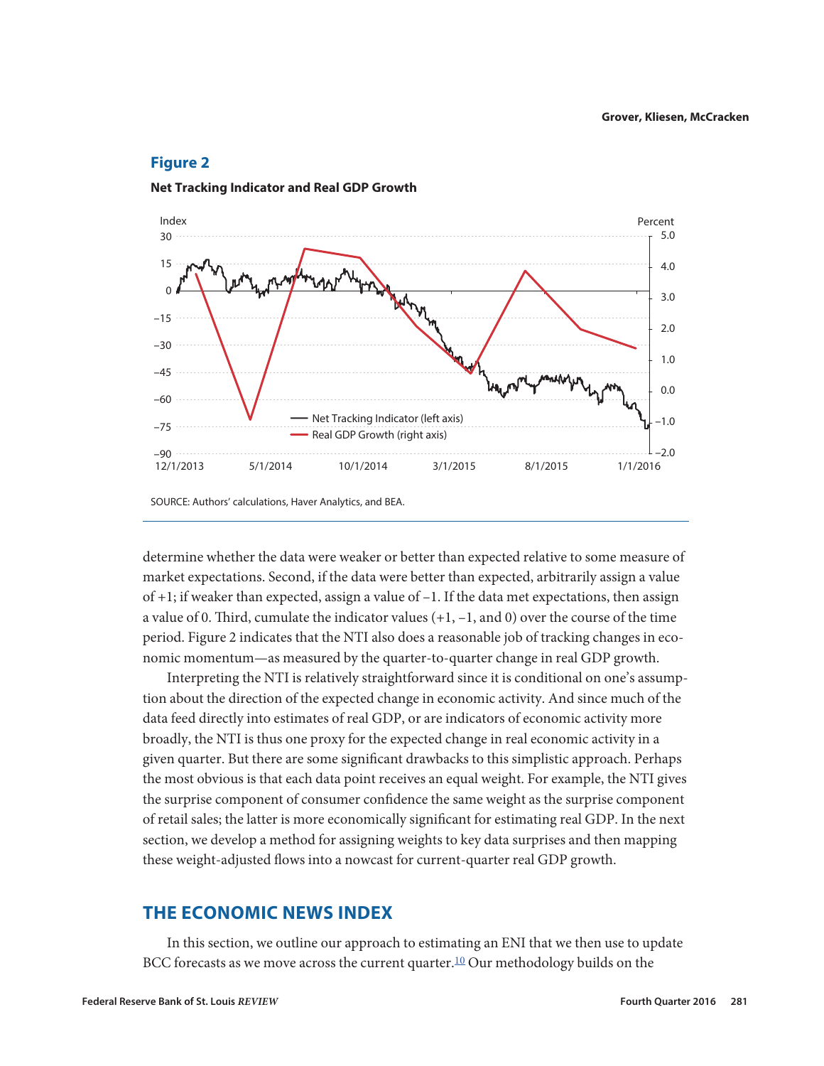**Figure 2**

**Net Tracking Indicator and Real GDP Growth**

SOURCE: Authors' calculations, Haver Analytics, and BEA.

determine whether the data were weaker or better than expected relative to some measure of market expectations. Second, if the data were better than expected, arbitrarily assign a value of +1; if weaker than expected, assign a value of –1. If the data met expectations, then assign a value of 0. Third, cumulate the indicator values (+1, –1, and 0) over the course of the time period. Figure 2 indicates that the NTI also does a reasonable job of tracking changes in economic momentum—as measured by the quarter-to-quarter change in real GDP growth.

Interpreting the NTI is relatively straightforward since it is conditional on one's assumption about the direction of the expected change in economic activity. And since much of the data feed directly into estimates of real GDP, or are indicators of economic activity more broadly, the NTI is thus one proxy for the expected change in real economic activity in a given quarter. But there are some significant drawbacks to this simplistic approach. Perhaps the most obvious is that each data point receives an equal weight. For example, the NTI gives the surprise component of consumer confidence the same weight as the surprise component of retail sales; the latter is more economically significant for estimating real GDP. In the next section, we develop a method for assigning weights to key data surprises and then mapping these weight-adjusted flows into a nowcast for current-quarter real GDP growth.

## THE ECONOMIC NEWS INDEX

In this section, we outline our approach to estimating an ENI that we then use to update BCC forecasts as we move across the current quarter.[10] Our methodology builds on the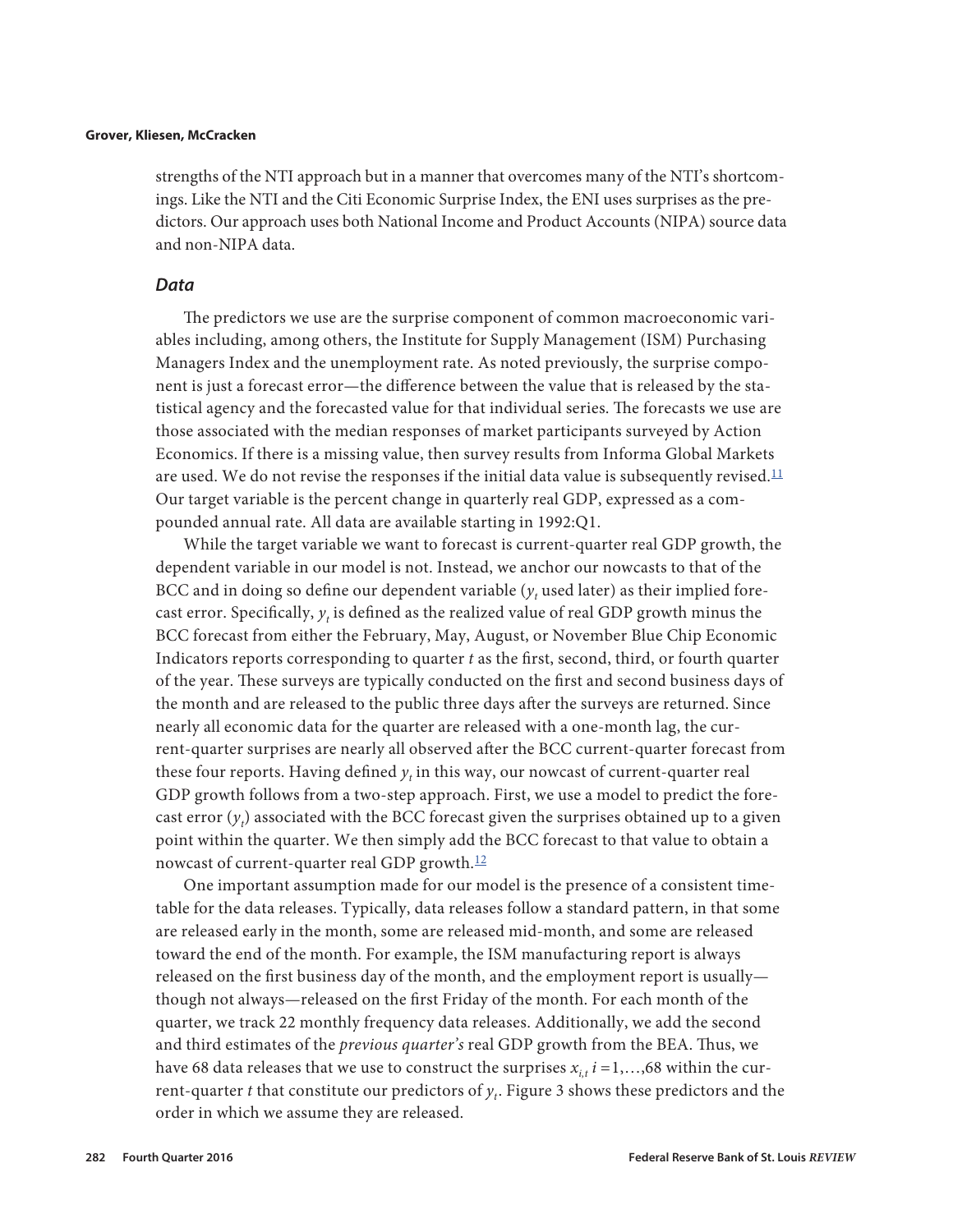strengths of the NTI approach but in a manner that overcomes many of the NTI's shortcomings. Like the NTI and the Citi Economic Surprise Index, the ENI uses surprises as the predictors. Our approach uses both National Income and Product Accounts (NIPA) source data and non-NIPA data.

### *Data*

The predictors we use are the surprise component of common macroeconomic variables including, among others, the Institute for Supply Management (ISM) Purchasing Managers Index and the unemployment rate. As noted previously, the surprise component is just a forecast error—the difference between the value that is released by the statistical agency and the forecasted value for that individual series. The forecasts we use are those associated with the median responses of market participants surveyed by Action Economics. If there is a missing value, then survey results from Informa Global Markets are used. We do not revise the responses if the initial data value is subsequently revised.[11] Our target variable is the percent change in quarterly real GDP, expressed as a compounded annual rate. All data are available starting in 1992:Q1.

While the target variable we want to forecast is current-quarter real GDP growth, the dependent variable in our model is not. Instead, we anchor our nowcasts to that of the BCC and in doing so define our dependent variable ($y_t$ used later) as their implied forecast error. Specifically, $y_t$ is defined as the realized value of real GDP growth minus the BCC forecast from either the February, May, August, or November Blue Chip Economic Indicators reports corresponding to quarter $t$ as the first, second, third, or fourth quarter of the year. These surveys are typically conducted on the first and second business days of the month and are released to the public three days after the surveys are returned. Since nearly all economic data for the quarter are released with a one-month lag, the current-quarter surprises are nearly all observed after the BCC current-quarter forecast from these four reports. Having defined $y_t$ in this way, our nowcast of current-quarter real GDP growth follows from a two-step approach. First, we use a model to predict the forecast error ($y_t$) associated with the BCC forecast given the surprises obtained up to a given point within the quarter. We then simply add the BCC forecast to that value to obtain a nowcast of current-quarter real GDP growth.[12]

One important assumption made for our model is the presence of a consistent timetable for the data releases. Typically, data releases follow a standard pattern, in that some are released early in the month, some are released mid-month, and some are released toward the end of the month. For example, the ISM manufacturing report is always released on the first business day of the month, and the employment report is usually—though not always—released on the first Friday of the month. For each month of the quarter, we track 22 monthly frequency data releases. Additionally, we add the second and third estimates of the *previous quarter's* real GDP growth from the BEA. Thus, we have 68 data releases that we use to construct the surprises $x_{i,t}$ $i = 1,\ldots,68$ within the current-quarter $t$ that constitute our predictors of $y_t$. Figure 3 shows these predictors and the order in which we assume they are released.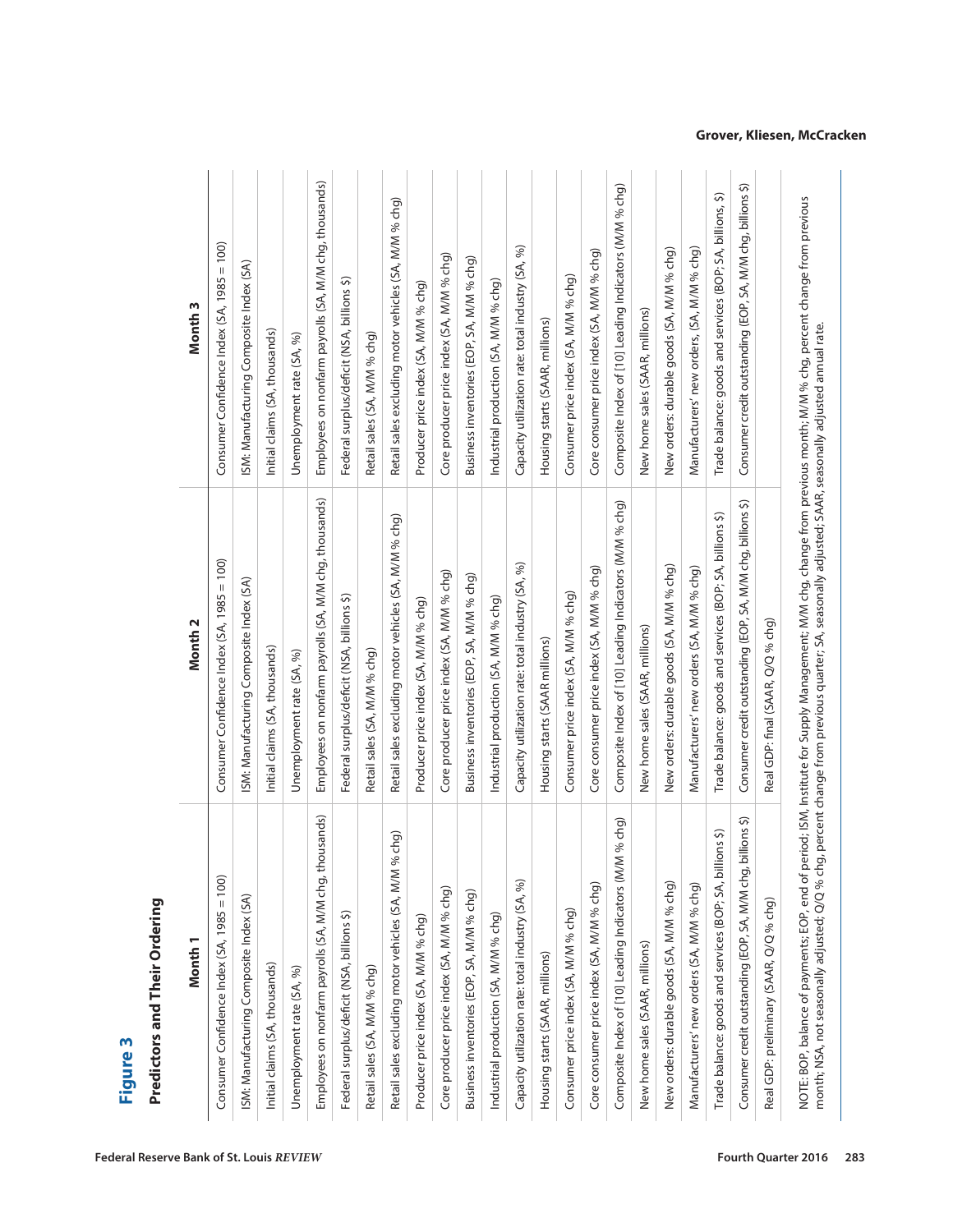## Figure 3

### Predictors and Their Ordering

| Month 1 | Month 2 | Month 3 |
|---|---|---|
| Consumer Confidence Index (SA, 1985 = 100) | Consumer Confidence Index (SA, 1985 = 100) | Consumer Confidence Index (SA, 1985 = 100) |
| ISM: Manufacturing Composite Index (SA) | ISM: Manufacturing Composite Index (SA) | ISM: Manufacturing Composite Index (SA) |
| Initial claims (SA, thousands) | Initial claims (SA, thousands) | Initial claims (SA, thousands) |
| Unemployment rate (SA, %) | Unemployment rate (SA, %) | Unemployment rate (SA, %) |
| Employees on nonfarm payrolls (SA, M/M chg, thousands) | Employees on nonfarm payrolls (SA, M/M chg, thousands) | Employees on nonfarm payrolls (SA, M/M chg, thousands) |
| Federal surplus/deficit (NSA, billions $) | Federal surplus/deficit (NSA, billions $) | Federal surplus/deficit (NSA, billions $) |
| Retail sales (SA, M/M % chg) | Retail sales (SA, M/M % chg) | Retail sales (SA, M/M % chg) |
| Retail sales excluding motor vehicles (SA, M/M % chg) | Retail sales excluding motor vehicles (SA, M/M % chg) | Retail sales excluding motor vehicles (SA, M/M % chg) |
| Producer price index (SA, M/M % chg) | Producer price index (SA, M/M % chg) | Producer price index (SA, M/M % chg) |
| Core producer price index (SA, M/M % chg) | Core producer price index (SA, M/M % chg) | Core producer price index (SA, M/M % chg) |
| Business inventories (EOP, SA, M/M % chg) | Business inventories (EOP, SA, M/M % chg) | Business inventories (EOP, SA, M/M % chg) |
| Industrial production (SA, M/M % chg) | Industrial production (SA, M/M % chg) | Industrial production (SA, M/M % chg) |
| Capacity utilization rate: total industry (SA, %) | Capacity utilization rate: total industry (SA, %) | Capacity utilization rate: total industry (SA, %) |
| Housing starts (SAAR, millions) | Housing starts (SAAR millions) | Housing starts (SAAR, millions) |
| Consumer price index (SA, M/M % chg) | Consumer price index (SA, M/M % chg) | Consumer price index (SA, M/M % chg) |
| Core consumer price index (SA, M/M % chg) | Core consumer price index (SA, M/M % chg) | Core consumer price index (SA, M/M % chg) |
| Composite Index of [10] Leading Indicators (M/M % chg) | Composite Index of [10] Leading Indicators (M/M % chg) | Composite Index of [10] Leading Indicators (M/M % chg) |
| New home sales (SAAR, millions) | New home sales (SAAR, millions) | New home sales (SAAR, millions) |
| New orders: durable goods (SA, M/M % chg) | New orders: durable goods (SA, M/M % chg) | New orders: durable goods (SA, M/M % chg) |
| Manufacturers' new orders (SA, M/M % chg) | Manufacturers' new orders (SA, M/M % chg) | Manufacturers' new orders, (SA, M/M % chg) |
| Trade balance: goods and services (BOP; SA, billions $) | Trade balance: goods and services (BOP; SA, billions $) | Trade balance: goods and services (BOP; SA, billions, $) |
| Consumer credit outstanding (EOP, SA, M/M chg, billions $) | Consumer credit outstanding (EOP, SA, M/M chg, billions $) | Consumer credit outstanding (EOP, SA, M/M chg, billions $) |
| Real GDP: preliminary (SAAR, Q/Q % chg) | Real GDP: final (SAAR, Q/Q % chg) | |

NOTE: BOP, balance of payments; EOP, end of period; ISM, Institute for Supply Management; M/M chg, change from previous month; M/M % chg, percent change from previous month; NSA, not seasonally adjusted; Q/Q % chg, percent change from previous quarter; SA, seasonally adjusted; SAAR, seasonally adjusted annual rate.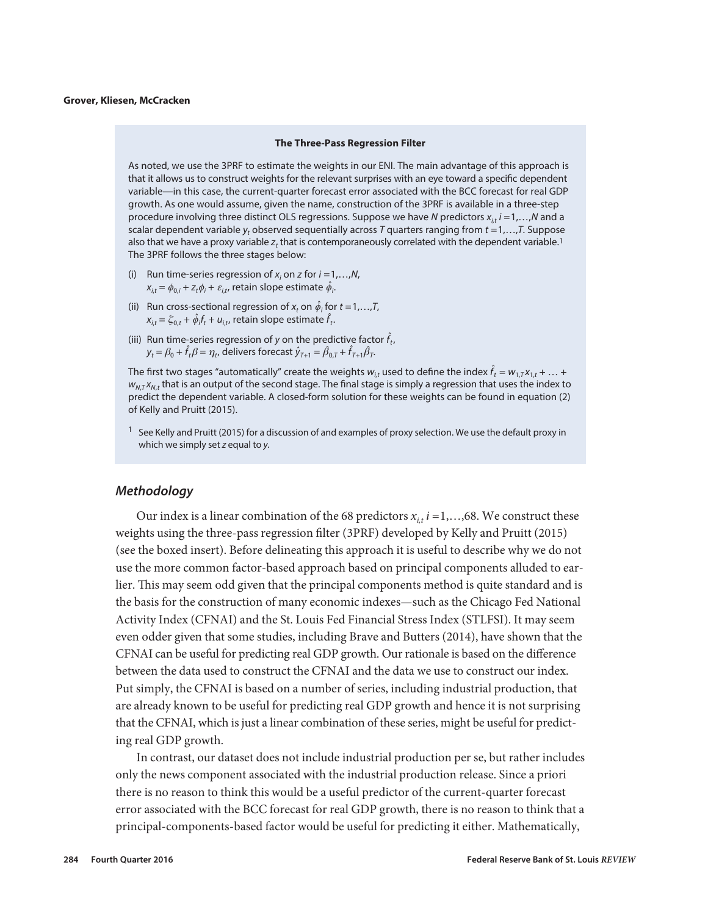**The Three-Pass Regression Filter**

As noted, we use the 3PRF to estimate the weights in our ENI. The main advantage of this approach is that it allows us to construct weights for the relevant surprises with an eye toward a specific dependent variable—in this case, the current-quarter forecast error associated with the BCC forecast for real GDP growth. As one would assume, given the name, construction of the 3PRF is available in a three-step procedure involving three distinct OLS regressions. Suppose we have $N$ predictors $x_{i,t}$ $i = 1,\ldots,N$ and a scalar dependent variable $y_t$ observed sequentially across $T$ quarters ranging from $t = 1,\ldots,T$. Suppose also that we have a proxy variable $z_t$ that is contemporaneously correlated with the dependent variable.[1] The 3PRF follows the three stages below:

(i) Run time-series regression of $x_i$ on $z$ for $i = 1,\ldots,N$,
$x_{i,t} = \phi_{0,i} + z_t\phi_i + \varepsilon_{i,t}$, retain slope estimate $\hat{\phi}_i$.

(ii) Run cross-sectional regression of $x_t$ on $\hat{\phi}_i$ for $t = 1,\ldots,T$,
$x_{i,t} = \zeta_{0,t} + \hat{\phi}_i f_t + u_{i,t}$, retain slope estimate $\hat{f}_t$.

(iii) Run time-series regression of $y$ on the predictive factor $\hat{f}_t$,
$y_t = \beta_0 + \hat{f}_t\beta = \eta_t$, delivers forecast $\hat{y}_{T+1} = \hat{\beta}_{0,T} + \hat{f}_{T+1}\hat{\beta}_T$.

The first two stages "automatically" create the weights $w_{i,t}$ used to define the index $\hat{f}_t = w_{1,T}x_{1,t} + \ldots + w_{N,T}x_{N,t}$ that is an output of the second stage. The final stage is simply a regression that uses the index to predict the dependent variable. A closed-form solution for these weights can be found in equation (2) of Kelly and Pruitt (2015).

[1] See Kelly and Pruitt (2015) for a discussion of and examples of proxy selection. We use the default proxy in which we simply set $z$ equal to $y$.

### Methodology

Our index is a linear combination of the 68 predictors $x_{i,t}$ $i = 1,\ldots,68$. We construct these weights using the three-pass regression filter (3PRF) developed by Kelly and Pruitt (2015) (see the boxed insert). Before delineating this approach it is useful to describe why we do not use the more common factor-based approach based on principal components alluded to earlier. This may seem odd given that the principal components method is quite standard and is the basis for the construction of many economic indexes—such as the Chicago Fed National Activity Index (CFNAI) and the St. Louis Fed Financial Stress Index (STLFSI). It may seem even odder given that some studies, including Brave and Butters (2014), have shown that the CFNAI can be useful for predicting real GDP growth. Our rationale is based on the difference between the data used to construct the CFNAI and the data we use to construct our index. Put simply, the CFNAI is based on a number of series, including industrial production, that are already known to be useful for predicting real GDP growth and hence it is not surprising that the CFNAI, which is just a linear combination of these series, might be useful for predicting real GDP growth.

In contrast, our dataset does not include industrial production per se, but rather includes only the news component associated with the industrial production release. Since a priori there is no reason to think this would be a useful predictor of the current-quarter forecast error associated with the BCC forecast for real GDP growth, there is no reason to think that a principal-components-based factor would be useful for predicting it either. Mathematically,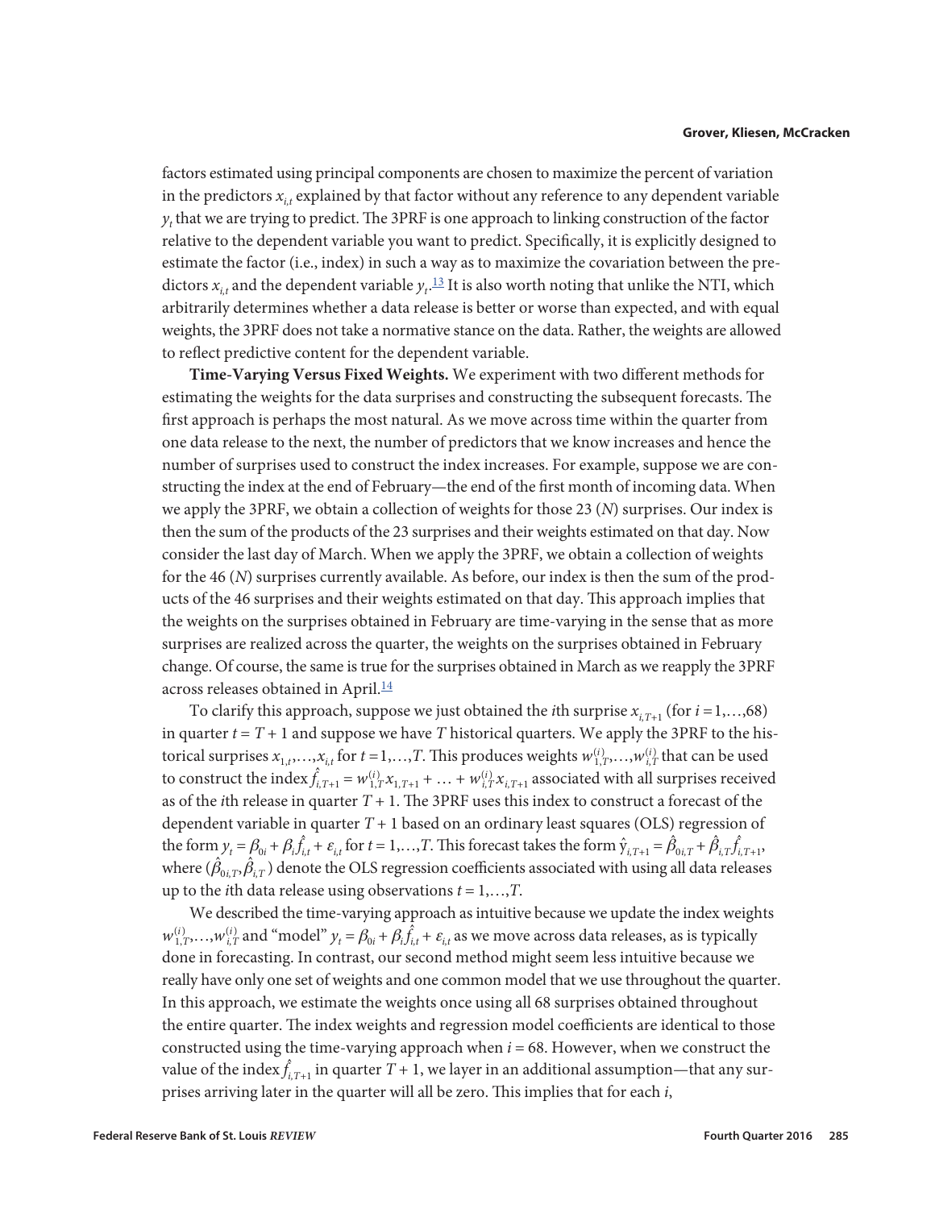factors estimated using principal components are chosen to maximize the percent of variation in the predictors $x_{i,t}$ explained by that factor without any reference to any dependent variable $y_t$ that we are trying to predict. The 3PRF is one approach to linking construction of the factor relative to the dependent variable you want to predict. Specifically, it is explicitly designed to estimate the factor (i.e., index) in such a way as to maximize the covariation between the predictors $x_{i,t}$ and the dependent variable $y_t$.[13] It is also worth noting that unlike the NTI, which arbitrarily determines whether a data release is better or worse than expected, and with equal weights, the 3PRF does not take a normative stance on the data. Rather, the weights are allowed to reflect predictive content for the dependent variable.

**Time-Varying Versus Fixed Weights.** We experiment with two different methods for estimating the weights for the data surprises and constructing the subsequent forecasts. The first approach is perhaps the most natural. As we move across time within the quarter from one data release to the next, the number of predictors that we know increases and hence the number of surprises used to construct the index increases. For example, suppose we are constructing the index at the end of February—the end of the first month of incoming data. When we apply the 3PRF, we obtain a collection of weights for those 23 ($N$) surprises. Our index is then the sum of the products of the 23 surprises and their weights estimated on that day. Now consider the last day of March. When we apply the 3PRF, we obtain a collection of weights for the 46 ($N$) surprises currently available. As before, our index is then the sum of the products of the 46 surprises and their weights estimated on that day. This approach implies that the weights on the surprises obtained in February are time-varying in the sense that as more surprises are realized across the quarter, the weights on the surprises obtained in February change. Of course, the same is true for the surprises obtained in March as we reapply the 3PRF across releases obtained in April.[14]

To clarify this approach, suppose we just obtained the $i$th surprise $x_{i,T+1}$ (for $i = 1,\ldots,68$) in quarter $t = T + 1$ and suppose we have $T$ historical quarters. We apply the 3PRF to the historical surprises $x_{1,t},\ldots,x_{i,t}$ for $t = 1,\ldots,T$. This produces weights $w_{1,T}^{(i)},\ldots,w_{i,T}^{(i)}$ that can be used to construct the index $\hat{f}_{i,T+1} = w_{1,T}^{(i)}x_{1,T+1} + \ldots + w_{i,T}^{(i)}x_{i,T+1}$ associated with all surprises received as of the $i$th release in quarter $T + 1$. The 3PRF uses this index to construct a forecast of the dependent variable in quarter $T + 1$ based on an ordinary least squares (OLS) regression of the form $y_t = \beta_{0i} + \beta_i\hat{f}_{i,t} + \varepsilon_{i,t}$ for $t = 1,\ldots,T$. This forecast takes the form $\hat{y}_{i,T+1} = \hat{\beta}_{0i,T} + \hat{\beta}_{i,T}\hat{f}_{i,T+1}$, where $(\hat{\beta}_{0i,T}, \hat{\beta}_{i,T})$ denote the OLS regression coefficients associated with using all data releases up to the $i$th data release using observations $t = 1,\ldots,T$.

We described the time-varying approach as intuitive because we update the index weights $w_{1,T}^{(i)},\ldots,w_{i,T}^{(i)}$ and "model" $y_t = \beta_{0i} + \beta_i\hat{f}_{i,t} + \varepsilon_{i,t}$ as we move across data releases, as is typically done in forecasting. In contrast, our second method might seem less intuitive because we really have only one set of weights and one common model that we use throughout the quarter. In this approach, we estimate the weights once using all 68 surprises obtained throughout the entire quarter. The index weights and regression model coefficients are identical to those constructed using the time-varying approach when $i = 68$. However, when we construct the value of the index $\hat{f}_{i,T+1}$ in quarter $T + 1$, we layer in an additional assumption—that any surprises arriving later in the quarter will all be zero. This implies that for each $i$,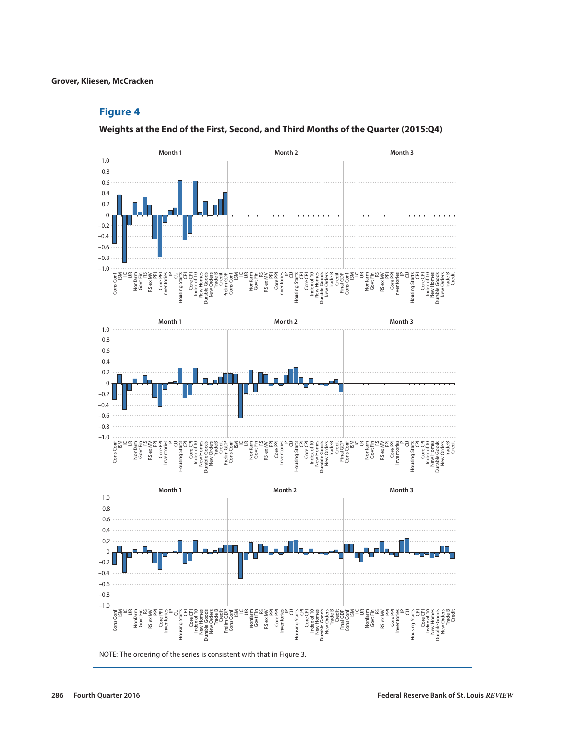## Figure 4

**Weights at the End of the First, Second, and Third Months of the Quarter (2015:Q4)**

NOTE: The ordering of the series is consistent with that in Figure 3.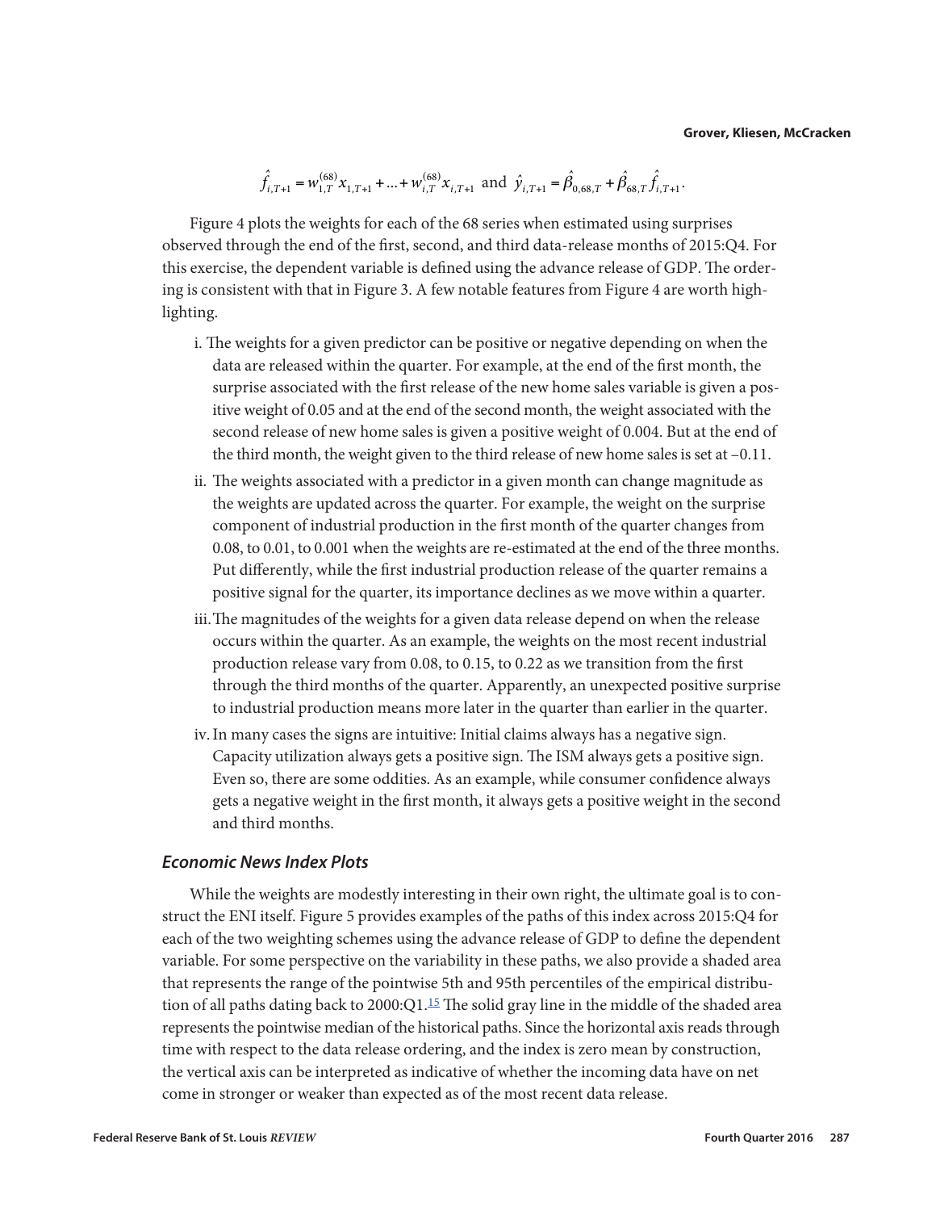$$\hat{f}_{i,T+1} = w_{1,T}^{(68)} x_{1,T+1} + \ldots + w_{i,T}^{(68)} x_{i,T+1} \text{ and } \hat{y}_{i,T+1} = \hat{\beta}_{0,68,T} + \hat{\beta}_{68,T} \hat{f}_{i,T+1}.$$

Figure 4 plots the weights for each of the 68 series when estimated using surprises observed through the end of the first, second, and third data-release months of 2015:Q4. For this exercise, the dependent variable is defined using the advance release of GDP. The ordering is consistent with that in Figure 3. A few notable features from Figure 4 are worth highlighting.

i. The weights for a given predictor can be positive or negative depending on when the data are released within the quarter. For example, at the end of the first month, the surprise associated with the first release of the new home sales variable is given a positive weight of 0.05 and at the end of the second month, the weight associated with the second release of new home sales is given a positive weight of 0.004. But at the end of the third month, the weight given to the third release of new home sales is set at –0.11.

ii. The weights associated with a predictor in a given month can change magnitude as the weights are updated across the quarter. For example, the weight on the surprise component of industrial production in the first month of the quarter changes from 0.08, to 0.01, to 0.001 when the weights are re-estimated at the end of the three months. Put differently, while the first industrial production release of the quarter remains a positive signal for the quarter, its importance declines as we move within a quarter.

iii. The magnitudes of the weights for a given data release depend on when the release occurs within the quarter. As an example, the weights on the most recent industrial production release vary from 0.08, to 0.15, to 0.22 as we transition from the first through the third months of the quarter. Apparently, an unexpected positive surprise to industrial production means more later in the quarter than earlier in the quarter.

iv. In many cases the signs are intuitive: Initial claims always has a negative sign. Capacity utilization always gets a positive sign. The ISM always gets a positive sign. Even so, there are some oddities. As an example, while consumer confidence always gets a negative weight in the first month, it always gets a positive weight in the second and third months.

### *Economic News Index Plots*

While the weights are modestly interesting in their own right, the ultimate goal is to construct the ENI itself. Figure 5 provides examples of the paths of this index across 2015:Q4 for each of the two weighting schemes using the advance release of GDP to define the dependent variable. For some perspective on the variability in these paths, we also provide a shaded area that represents the range of the pointwise 5th and 95th percentiles of the empirical distribution of all paths dating back to 2000:Q1.[15] The solid gray line in the middle of the shaded area represents the pointwise median of the historical paths. Since the horizontal axis reads through time with respect to the data release ordering, and the index is zero mean by construction, the vertical axis can be interpreted as indicative of whether the incoming data have on net come in stronger or weaker than expected as of the most recent data release.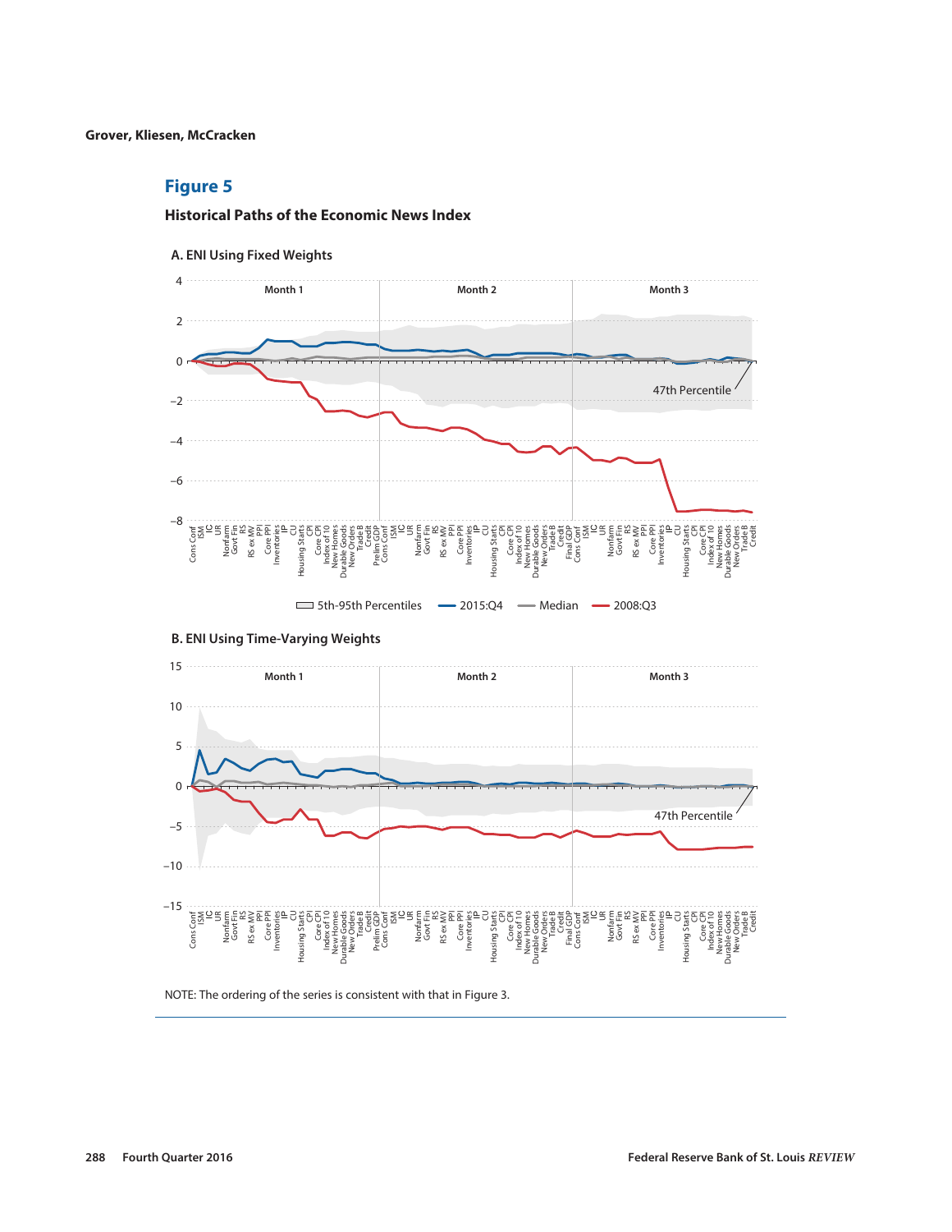## Figure 5

### Historical Paths of the Economic News Index

**A. ENI Using Fixed Weights**

**B. ENI Using Time-Varying Weights**

NOTE: The ordering of the series is consistent with that in Figure 3.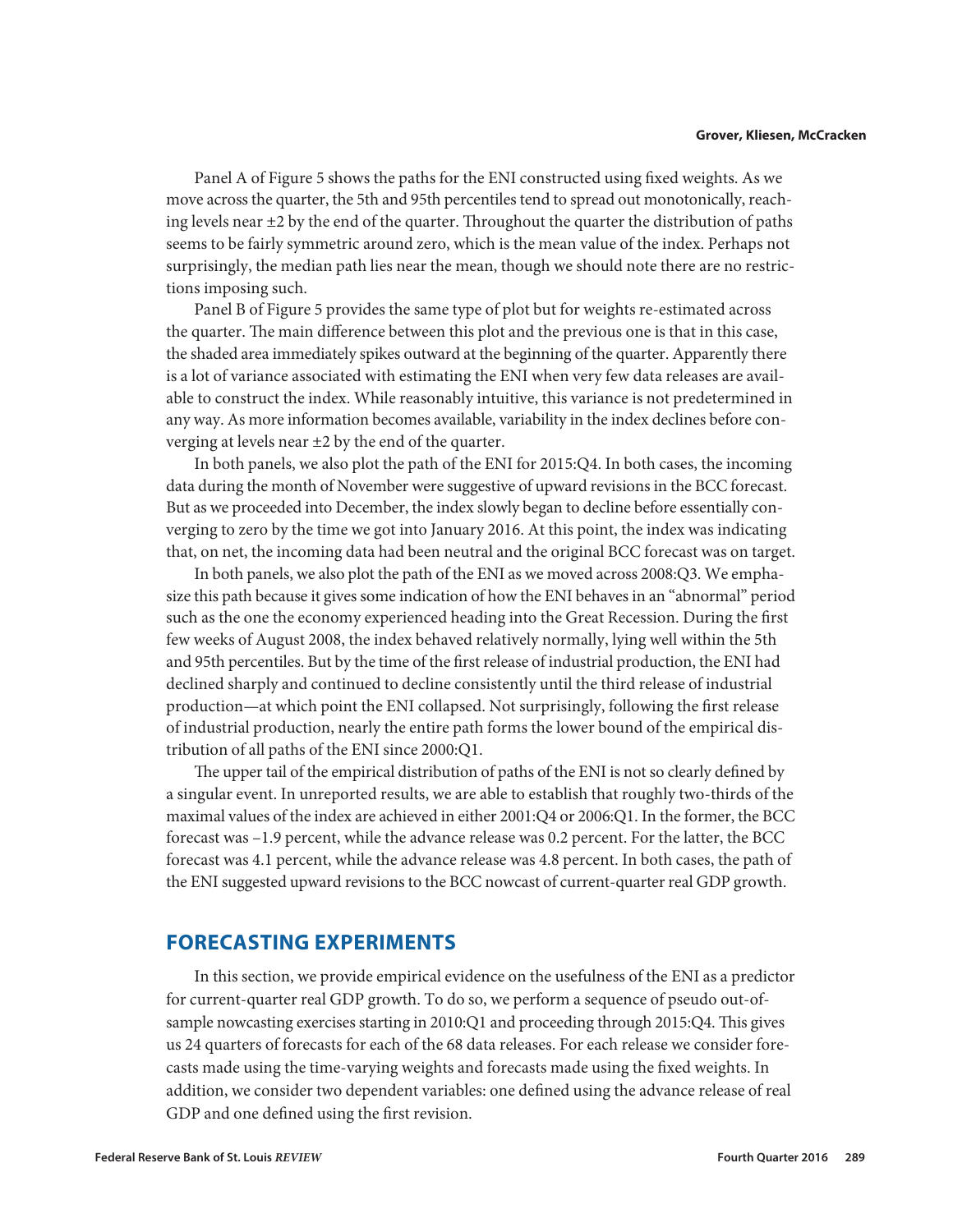Panel A of Figure 5 shows the paths for the ENI constructed using fixed weights. As we move across the quarter, the 5th and 95th percentiles tend to spread out monotonically, reaching levels near ±2 by the end of the quarter. Throughout the quarter the distribution of paths seems to be fairly symmetric around zero, which is the mean value of the index. Perhaps not surprisingly, the median path lies near the mean, though we should note there are no restrictions imposing such.

Panel B of Figure 5 provides the same type of plot but for weights re-estimated across the quarter. The main difference between this plot and the previous one is that in this case, the shaded area immediately spikes outward at the beginning of the quarter. Apparently there is a lot of variance associated with estimating the ENI when very few data releases are available to construct the index. While reasonably intuitive, this variance is not predetermined in any way. As more information becomes available, variability in the index declines before converging at levels near ±2 by the end of the quarter.

In both panels, we also plot the path of the ENI for 2015:Q4. In both cases, the incoming data during the month of November were suggestive of upward revisions in the BCC forecast. But as we proceeded into December, the index slowly began to decline before essentially converging to zero by the time we got into January 2016. At this point, the index was indicating that, on net, the incoming data had been neutral and the original BCC forecast was on target.

In both panels, we also plot the path of the ENI as we moved across 2008:Q3. We emphasize this path because it gives some indication of how the ENI behaves in an "abnormal" period such as the one the economy experienced heading into the Great Recession. During the first few weeks of August 2008, the index behaved relatively normally, lying well within the 5th and 95th percentiles. But by the time of the first release of industrial production, the ENI had declined sharply and continued to decline consistently until the third release of industrial production—at which point the ENI collapsed. Not surprisingly, following the first release of industrial production, nearly the entire path forms the lower bound of the empirical distribution of all paths of the ENI since 2000:Q1.

The upper tail of the empirical distribution of paths of the ENI is not so clearly defined by a singular event. In unreported results, we are able to establish that roughly two-thirds of the maximal values of the index are achieved in either 2001:Q4 or 2006:Q1. In the former, the BCC forecast was –1.9 percent, while the advance release was 0.2 percent. For the latter, the BCC forecast was 4.1 percent, while the advance release was 4.8 percent. In both cases, the path of the ENI suggested upward revisions to the BCC nowcast of current-quarter real GDP growth.

## FORECASTING EXPERIMENTS

In this section, we provide empirical evidence on the usefulness of the ENI as a predictor for current-quarter real GDP growth. To do so, we perform a sequence of pseudo out-of-sample nowcasting exercises starting in 2010:Q1 and proceeding through 2015:Q4. This gives us 24 quarters of forecasts for each of the 68 data releases. For each release we consider forecasts made using the time-varying weights and forecasts made using the fixed weights. In addition, we consider two dependent variables: one defined using the advance release of real GDP and one defined using the first revision.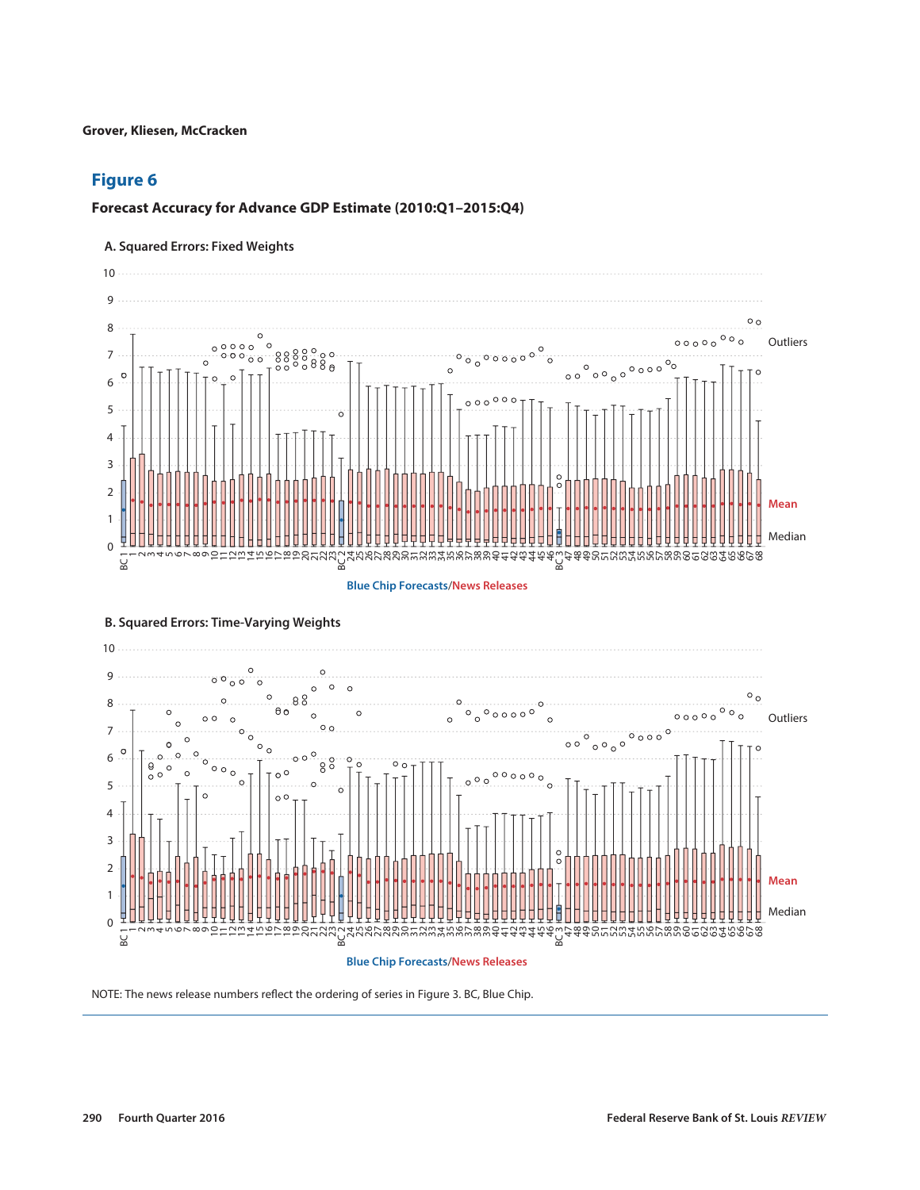## Figure 6

**Forecast Accuracy for Advance GDP Estimate (2010:Q1–2015:Q4)**

**A. Squared Errors: Fixed Weights**

**B. Squared Errors: Time-Varying Weights**

NOTE: The news release numbers reflect the ordering of series in Figure 3. BC, Blue Chip.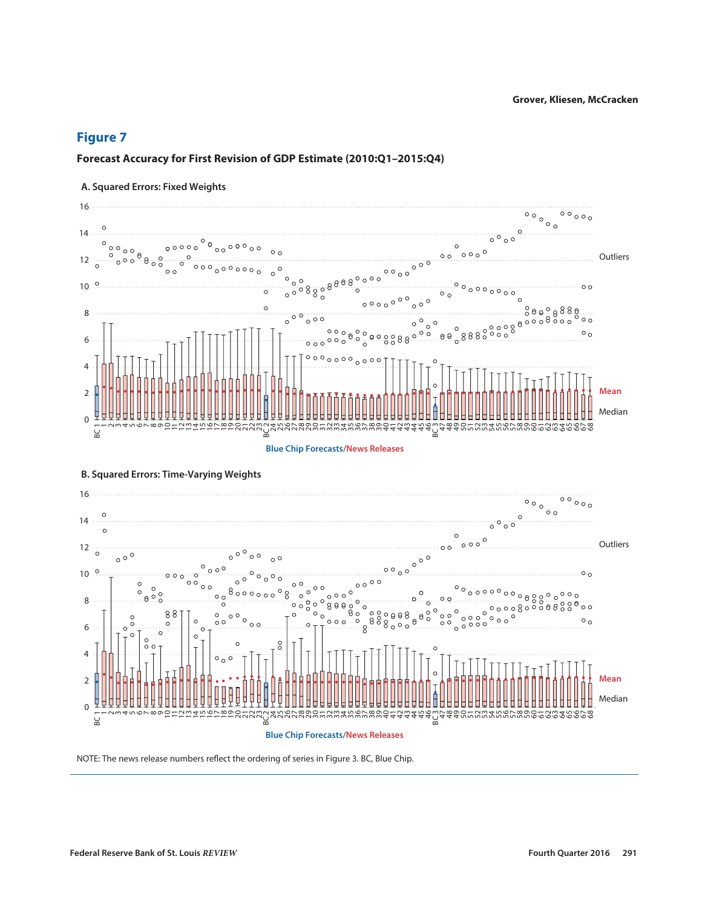## Figure 7

**Forecast Accuracy for First Revision of GDP Estimate (2010:Q1–2015:Q4)**

NOTE: The news release numbers reflect the ordering of series in Figure 3. BC, Blue Chip.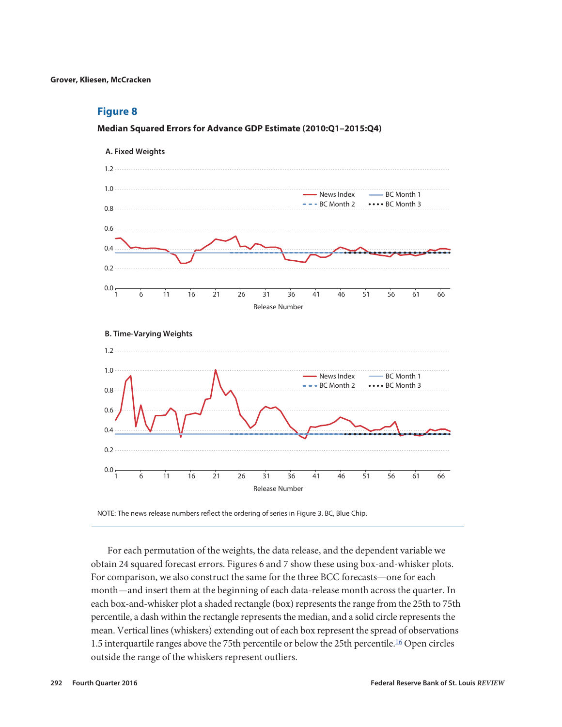## Figure 8

**Median Squared Errors for Advance GDP Estimate (2010:Q1–2015:Q4)**

**A. Fixed Weights**

**B. Time-Varying Weights**

NOTE: The news release numbers reflect the ordering of series in Figure 3. BC, Blue Chip.

For each permutation of the weights, the data release, and the dependent variable we obtain 24 squared forecast errors. Figures 6 and 7 show these using box-and-whisker plots. For comparison, we also construct the same for the three BCC forecasts—one for each month—and insert them at the beginning of each data-release month across the quarter. In each box-and-whisker plot a shaded rectangle (box) represents the range from the 25th to 75th percentile, a dash within the rectangle represents the median, and a solid circle represents the mean. Vertical lines (whiskers) extending out of each box represent the spread of observations 1.5 interquartile ranges above the 75th percentile or below the 25th percentile.[16] Open circles outside the range of the whiskers represent outliers.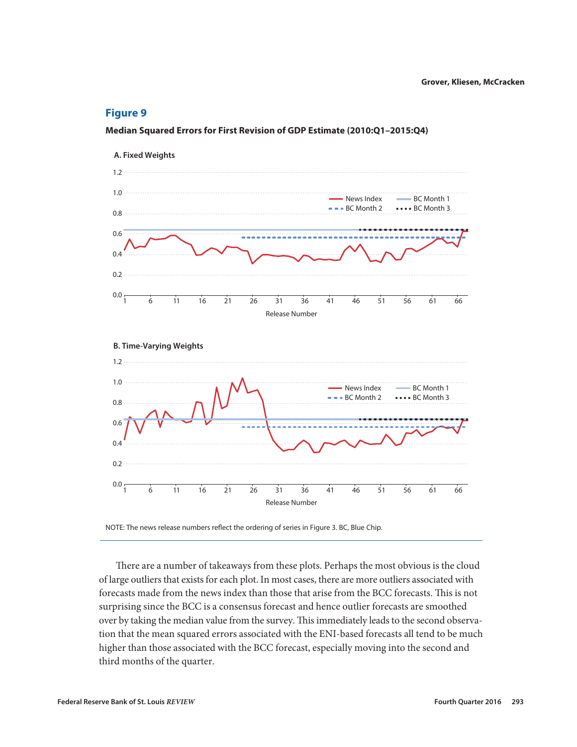## Figure 9

**Median Squared Errors for First Revision of GDP Estimate (2010:Q1–2015:Q4)**

**A. Fixed Weights**

**B. Time-Varying Weights**

NOTE: The news release numbers reflect the ordering of series in Figure 3. BC, Blue Chip.

There are a number of takeaways from these plots. Perhaps the most obvious is the cloud of large outliers that exists for each plot. In most cases, there are more outliers associated with forecasts made from the news index than those that arise from the BCC forecasts. This is not surprising since the BCC is a consensus forecast and hence outlier forecasts are smoothed over by taking the median value from the survey. This immediately leads to the second observation that the mean squared errors associated with the ENI-based forecasts all tend to be much higher than those associated with the BCC forecast, especially moving into the second and third months of the quarter.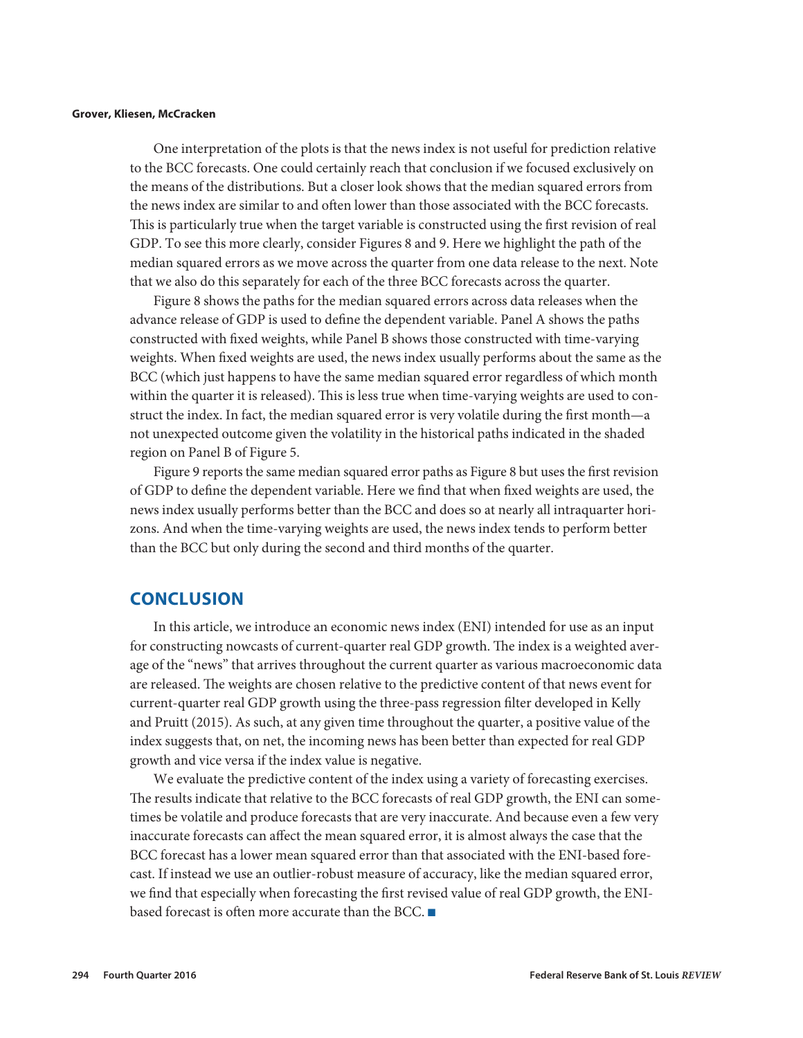One interpretation of the plots is that the news index is not useful for prediction relative to the BCC forecasts. One could certainly reach that conclusion if we focused exclusively on the means of the distributions. But a closer look shows that the median squared errors from the news index are similar to and often lower than those associated with the BCC forecasts. This is particularly true when the target variable is constructed using the first revision of real GDP. To see this more clearly, consider Figures 8 and 9. Here we highlight the path of the median squared errors as we move across the quarter from one data release to the next. Note that we also do this separately for each of the three BCC forecasts across the quarter.

Figure 8 shows the paths for the median squared errors across data releases when the advance release of GDP is used to define the dependent variable. Panel A shows the paths constructed with fixed weights, while Panel B shows those constructed with time-varying weights. When fixed weights are used, the news index usually performs about the same as the BCC (which just happens to have the same median squared error regardless of which month within the quarter it is released). This is less true when time-varying weights are used to construct the index. In fact, the median squared error is very volatile during the first month—a not unexpected outcome given the volatility in the historical paths indicated in the shaded region on Panel B of Figure 5.

Figure 9 reports the same median squared error paths as Figure 8 but uses the first revision of GDP to define the dependent variable. Here we find that when fixed weights are used, the news index usually performs better than the BCC and does so at nearly all intraquarter horizons. And when the time-varying weights are used, the news index tends to perform better than the BCC but only during the second and third months of the quarter.

## CONCLUSION

In this article, we introduce an economic news index (ENI) intended for use as an input for constructing nowcasts of current-quarter real GDP growth. The index is a weighted average of the "news" that arrives throughout the current quarter as various macroeconomic data are released. The weights are chosen relative to the predictive content of that news event for current-quarter real GDP growth using the three-pass regression filter developed in Kelly and Pruitt (2015). As such, at any given time throughout the quarter, a positive value of the index suggests that, on net, the incoming news has been better than expected for real GDP growth and vice versa if the index value is negative.

We evaluate the predictive content of the index using a variety of forecasting exercises. The results indicate that relative to the BCC forecasts of real GDP growth, the ENI can sometimes be volatile and produce forecasts that are very inaccurate. And because even a few very inaccurate forecasts can affect the mean squared error, it is almost always the case that the BCC forecast has a lower mean squared error than that associated with the ENI-based forecast. If instead we use an outlier-robust measure of accuracy, like the median squared error, we find that especially when forecasting the first revised value of real GDP growth, the ENI-based forecast is often more accurate than the BCC. ■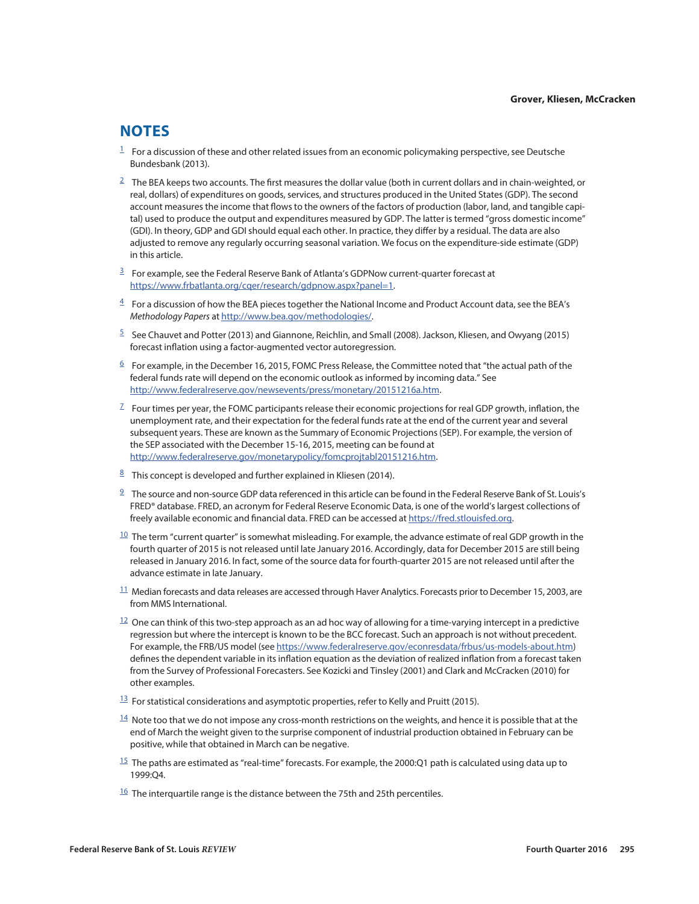## NOTES

[1] For a discussion of these and other related issues from an economic policymaking perspective, see Deutsche Bundesbank (2013).

[2] The BEA keeps two accounts. The first measures the dollar value (both in current dollars and in chain-weighted, or real, dollars) of expenditures on goods, services, and structures produced in the United States (GDP). The second account measures the income that flows to the owners of the factors of production (labor, land, and tangible capital) used to produce the output and expenditures measured by GDP. The latter is termed "gross domestic income" (GDI). In theory, GDP and GDI should equal each other. In practice, they differ by a residual. The data are also adjusted to remove any regularly occurring seasonal variation. We focus on the expenditure-side estimate (GDP) in this article.

[3] For example, see the Federal Reserve Bank of Atlanta's GDPNow current-quarter forecast at https://www.frbatlanta.org/cqer/research/gdpnow.aspx?panel=1.

[4] For a discussion of how the BEA pieces together the National Income and Product Account data, see the BEA's *Methodology Papers* at http://www.bea.gov/methodologies/.

[5] See Chauvet and Potter (2013) and Giannone, Reichlin, and Small (2008). Jackson, Kliesen, and Owyang (2015) forecast inflation using a factor-augmented vector autoregression.

[6] For example, in the December 16, 2015, FOMC Press Release, the Committee noted that "the actual path of the federal funds rate will depend on the economic outlook as informed by incoming data." See http://www.federalreserve.gov/newsevents/press/monetary/20151216a.htm.

[7] Four times per year, the FOMC participants release their economic projections for real GDP growth, inflation, the unemployment rate, and their expectation for the federal funds rate at the end of the current year and several subsequent years. These are known as the Summary of Economic Projections (SEP). For example, the version of the SEP associated with the December 15-16, 2015, meeting can be found at http://www.federalreserve.gov/monetarypolicy/fomcprojtabl20151216.htm.

[8] This concept is developed and further explained in Kliesen (2014).

[9] The source and non-source GDP data referenced in this article can be found in the Federal Reserve Bank of St. Louis's FRED® database. FRED, an acronym for Federal Reserve Economic Data, is one of the world's largest collections of freely available economic and financial data. FRED can be accessed at https://fred.stlouisfed.org.

[10] The term "current quarter" is somewhat misleading. For example, the advance estimate of real GDP growth in the fourth quarter of 2015 is not released until late January 2016. Accordingly, data for December 2015 are still being released in January 2016. In fact, some of the source data for fourth-quarter 2015 are not released until after the advance estimate in late January.

[11] Median forecasts and data releases are accessed through Haver Analytics. Forecasts prior to December 15, 2003, are from MMS International.

[12] One can think of this two-step approach as an ad hoc way of allowing for a time-varying intercept in a predictive regression but where the intercept is known to be the BCC forecast. Such an approach is not without precedent. For example, the FRB/US model (see https://www.federalreserve.gov/econresdata/frbus/us-models-about.htm) defines the dependent variable in its inflation equation as the deviation of realized inflation from a forecast taken from the Survey of Professional Forecasters. See Kozicki and Tinsley (2001) and Clark and McCracken (2010) for other examples.

[13] For statistical considerations and asymptotic properties, refer to Kelly and Pruitt (2015).

[14] Note too that we do not impose any cross-month restrictions on the weights, and hence it is possible that at the end of March the weight given to the surprise component of industrial production obtained in February can be positive, while that obtained in March can be negative.

[15] The paths are estimated as "real-time" forecasts. For example, the 2000:Q1 path is calculated using data up to 1999:Q4.

[16] The interquartile range is the distance between the 75th and 25th percentiles.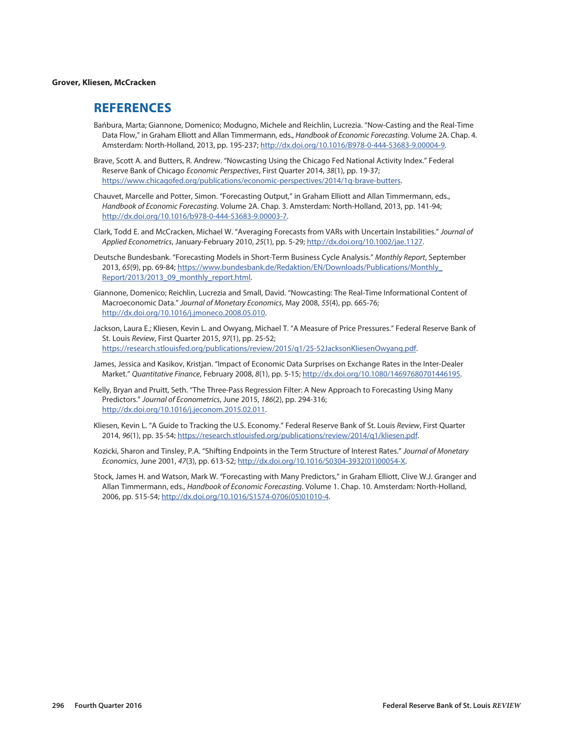## REFERENCES

Bańbura, Marta; Giannone, Domenico; Modugno, Michele and Reichlin, Lucrezia. "Now-Casting and the Real-Time Data Flow," in Graham Elliott and Allan Timmermann, eds., *Handbook of Economic Forecasting*. Volume 2A. Chap. 4. Amsterdam: North-Holland, 2013, pp. 195-237; http://dx.doi.org/10.1016/B978-0-444-53683-9.00004-9.

Brave, Scott A. and Butters, R. Andrew. "Nowcasting Using the Chicago Fed National Activity Index." Federal Reserve Bank of Chicago *Economic Perspectives*, First Quarter 2014, *38*(1), pp. 19-37; https://www.chicagofed.org/publications/economic-perspectives/2014/1q-brave-butters.

Chauvet, Marcelle and Potter, Simon. "Forecasting Output," in Graham Elliott and Allan Timmermann, eds., *Handbook of Economic Forecasting*. Volume 2A. Chap. 3. Amsterdam: North-Holland, 2013, pp. 141-94; http://dx.doi.org/10.1016/b978-0-444-53683-9.00003-7.

Clark, Todd E. and McCracken, Michael W. "Averaging Forecasts from VARs with Uncertain Instabilities." *Journal of Applied Econometrics*, January-February 2010, *25*(1), pp. 5-29; http://dx.doi.org/10.1002/jae.1127.

Deutsche Bundesbank. "Forecasting Models in Short-Term Business Cycle Analysis." *Monthly Report*, September 2013, *65*(9), pp. 69-84; https://www.bundesbank.de/Redaktion/EN/Downloads/Publications/Monthly_Report/2013/2013_09_monthly_report.html.

Giannone, Domenico; Reichlin, Lucrezia and Small, David. "Nowcasting: The Real-Time Informational Content of Macroeconomic Data." *Journal of Monetary Economics*, May 2008, *55*(4), pp. 665-76; http://dx.doi.org/10.1016/j.jmoneco.2008.05.010.

Jackson, Laura E.; Kliesen, Kevin L. and Owyang, Michael T. "A Measure of Price Pressures." Federal Reserve Bank of St. Louis *Review*, First Quarter 2015, *97*(1), pp. 25-52; https://research.stlouisfed.org/publications/review/2015/q1/25-52JacksonKliesenOwyang.pdf.

James, Jessica and Kasikov, Kristjan. "Impact of Economic Data Surprises on Exchange Rates in the Inter-Dealer Market." *Quantitative Finance*, February 2008, *8*(1), pp. 5-15; http://dx.doi.org/10.1080/14697680701446195.

Kelly, Bryan and Pruitt, Seth. "The Three-Pass Regression Filter: A New Approach to Forecasting Using Many Predictors." *Journal of Econometrics*, June 2015, *186*(2), pp. 294-316; http://dx.doi.org/10.1016/j.jeconom.2015.02.011.

Kliesen, Kevin L. "A Guide to Tracking the U.S. Economy." Federal Reserve Bank of St. Louis *Review*, First Quarter 2014, *96*(1), pp. 35-54; https://research.stlouisfed.org/publications/review/2014/q1/kliesen.pdf.

Kozicki, Sharon and Tinsley, P.A. "Shifting Endpoints in the Term Structure of Interest Rates." *Journal of Monetary Economics*, June 2001, *47*(3), pp. 613-52; http://dx.doi.org/10.1016/S0304-3932(01)00054-X.

Stock, James H. and Watson, Mark W. "Forecasting with Many Predictors," in Graham Elliott, Clive W.J. Granger and Allan Timmermann, eds., *Handbook of Economic Forecasting*. Volume 1. Chap. 10. Amsterdam: North-Holland, 2006, pp. 515-54; http://dx.doi.org/10.1016/S1574-0706(05)01010-4.